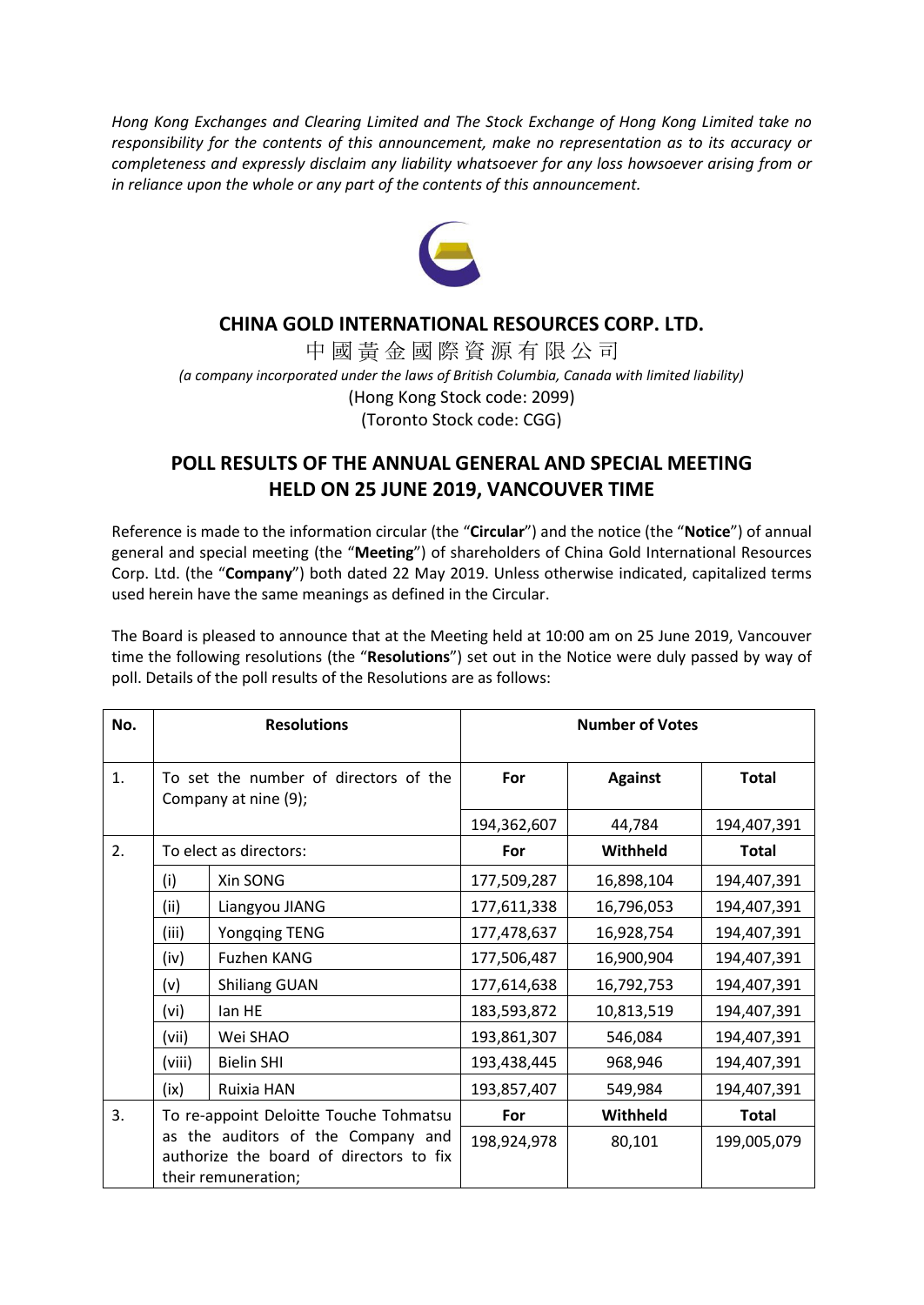*Hong Kong Exchanges and Clearing Limited and The Stock Exchange of Hong Kong Limited take no responsibility for the contents of this announcement, make no representation as to its accuracy or completeness and expressly disclaim any liability whatsoever for any loss howsoever arising from or in reliance upon the whole or any part of the contents of this announcement.*

# CHINA GOLD INTERNATIONAL RESOURCES CORP. LTD.

中國黃金國際資源有限公司

*(a company incorporated under the laws of British Columbia, Canada with limited liability)*

(Hong Kong Stock code: 2099)

(Toronto Stock code: CGG)

## POLL RESULTS OF THE ANNUAL GENERAL AND SPECIAL MEETING HELD ON 25 JUNE 2019, VANCOUVER TIME

Reference is made to the information circular (the "**Circular**") and the notice (the "**Notice**") of annual general and special meeting (the "**Meeting**") of shareholders of China Gold International Resources Corp. Ltd. (the "**Company**") both dated 22 May 2019. Unless otherwise indicated, capitalized terms used herein have the same meanings as defined in the Circular.

The Board is pleased to announce that at the Meeting held at 10:00 am on 25 June 2019, Vancouver time the following resolutions (the "**Resolutions**") set out in the Notice were duly passed by way of poll. Details of the poll results of the Resolutions are as follows:

| No. | Resolutions | | Number of Votes | | |
|---|---|---|---|---|---|
| 1. | To set the number of directors of the Company at nine (9); | | **For** | **Against** | **Total** |
| | | | 194,362,607 | 44,784 | 194,407,391 |
| 2. | To elect as directors: | | **For** | **Withheld** | **Total** |
| | (i) | Xin SONG | 177,509,287 | 16,898,104 | 194,407,391 |
| | (ii) | Liangyou JIANG | 177,611,338 | 16,796,053 | 194,407,391 |
| | (iii) | Yongqing TENG | 177,478,637 | 16,928,754 | 194,407,391 |
| | (iv) | Fuzhen KANG | 177,506,487 | 16,900,904 | 194,407,391 |
| | (v) | Shiliang GUAN | 177,614,638 | 16,792,753 | 194,407,391 |
| | (vi) | Ian HE | 183,593,872 | 10,813,519 | 194,407,391 |
| | (vii) | Wei SHAO | 193,861,307 | 546,084 | 194,407,391 |
| | (viii) | Bielin SHI | 193,438,445 | 968,946 | 194,407,391 |
| | (ix) | Ruixia HAN | 193,857,407 | 549,984 | 194,407,391 |
| 3. | To re-appoint Deloitte Touche Tohmatsu as the auditors of the Company and authorize the board of directors to fix their remuneration; | | **For** | **Withheld** | **Total** |
| | | | 198,924,978 | 80,101 | 199,005,079 |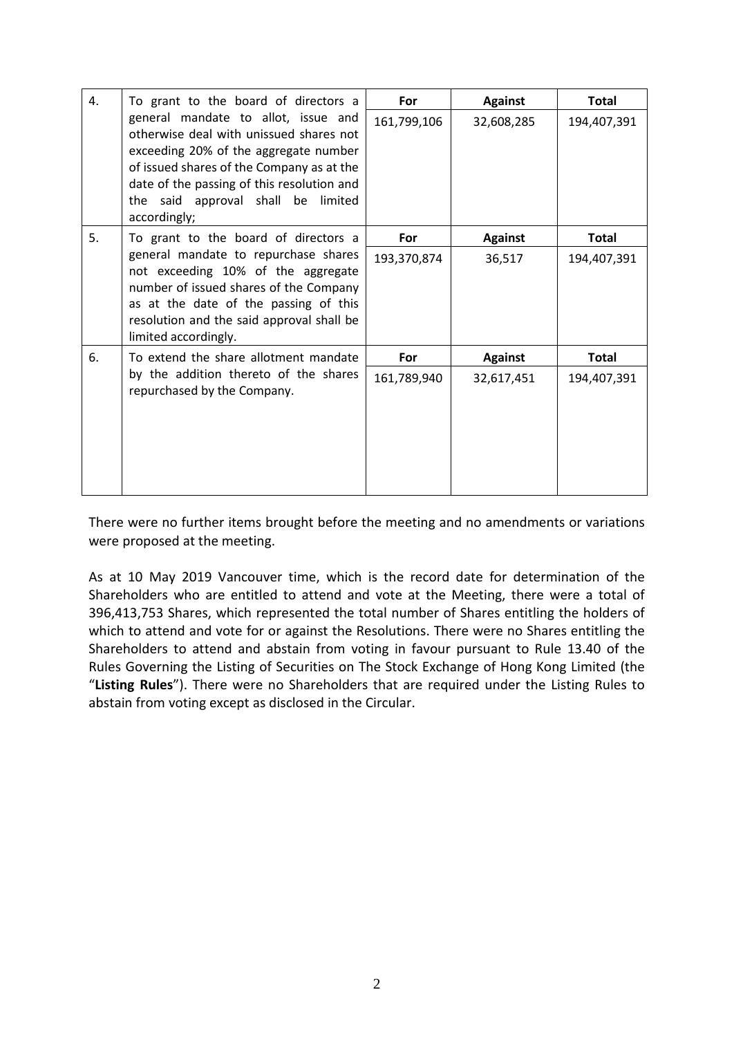| | | For | Against | Total |
|---|---|---|---|---|
| 4. | To grant to the board of directors a general mandate to allot, issue and otherwise deal with unissued shares not exceeding 20% of the aggregate number of issued shares of the Company as at the date of the passing of this resolution and the said approval shall be limited accordingly; | 161,799,106 | 32,608,285 | 194,407,391 |
| 5. | To grant to the board of directors a general mandate to repurchase shares not exceeding 10% of the aggregate number of issued shares of the Company as at the date of the passing of this resolution and the said approval shall be limited accordingly. | 193,370,874 | 36,517 | 194,407,391 |
| 6. | To extend the share allotment mandate by the addition thereto of the shares repurchased by the Company. | 161,789,940 | 32,617,451 | 194,407,391 |

There were no further items brought before the meeting and no amendments or variations were proposed at the meeting.

As at 10 May 2019 Vancouver time, which is the record date for determination of the Shareholders who are entitled to attend and vote at the Meeting, there were a total of 396,413,753 Shares, which represented the total number of Shares entitling the holders of which to attend and vote for or against the Resolutions. There were no Shares entitling the Shareholders to attend and abstain from voting in favour pursuant to Rule 13.40 of the Rules Governing the Listing of Securities on The Stock Exchange of Hong Kong Limited (the "**Listing Rules**"). There were no Shareholders that are required under the Listing Rules to abstain from voting except as disclosed in the Circular.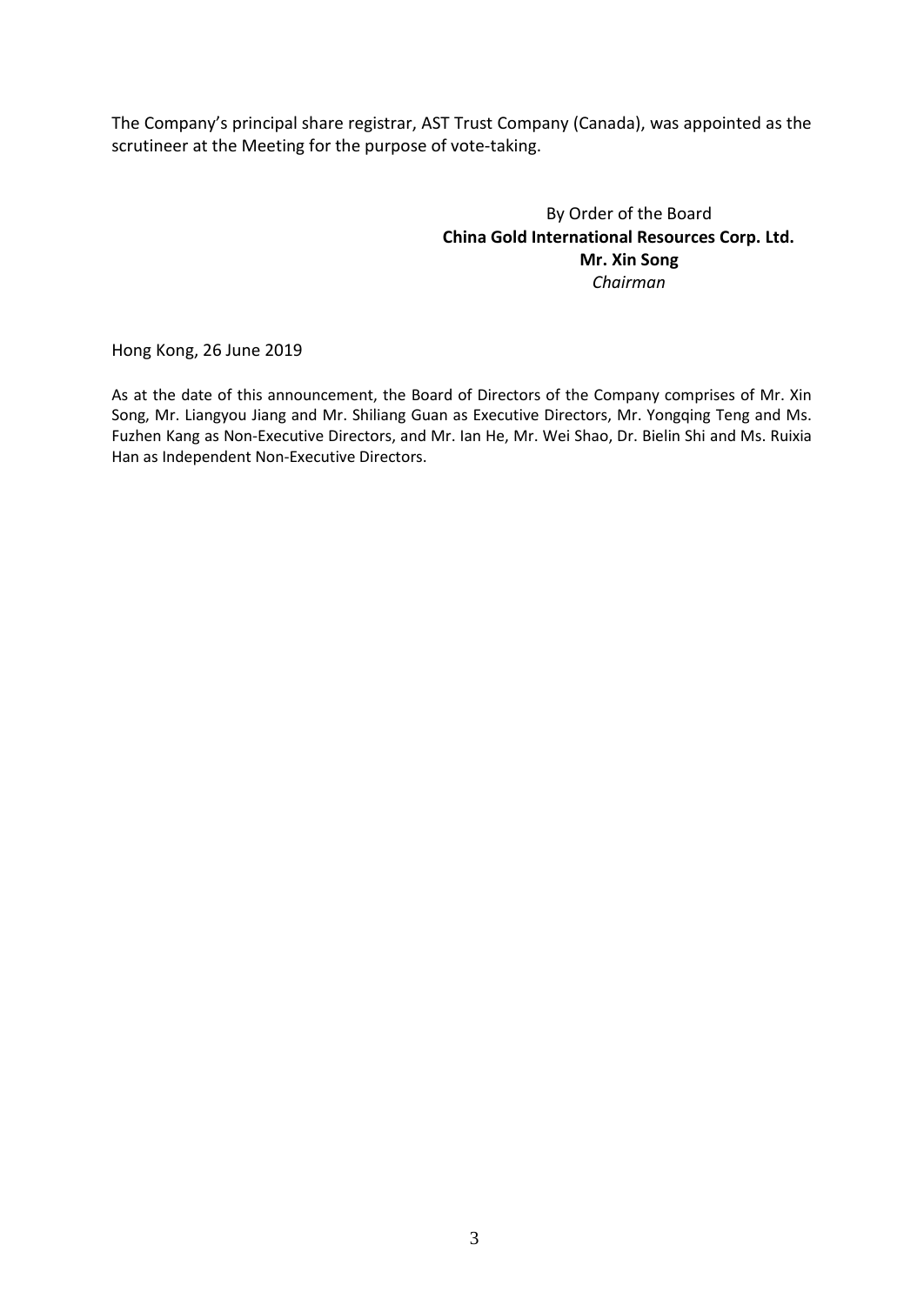The Company's principal share registrar, AST Trust Company (Canada), was appointed as the scrutineer at the Meeting for the purpose of vote-taking.

By Order of the Board
**China Gold International Resources Corp. Ltd.**
**Mr. Xin Song**
*Chairman*

Hong Kong, 26 June 2019

As at the date of this announcement, the Board of Directors of the Company comprises of Mr. Xin Song, Mr. Liangyou Jiang and Mr. Shiliang Guan as Executive Directors, Mr. Yongqing Teng and Ms. Fuzhen Kang as Non-Executive Directors, and Mr. Ian He, Mr. Wei Shao, Dr. Bielin Shi and Ms. Ruixia Han as Independent Non-Executive Directors.